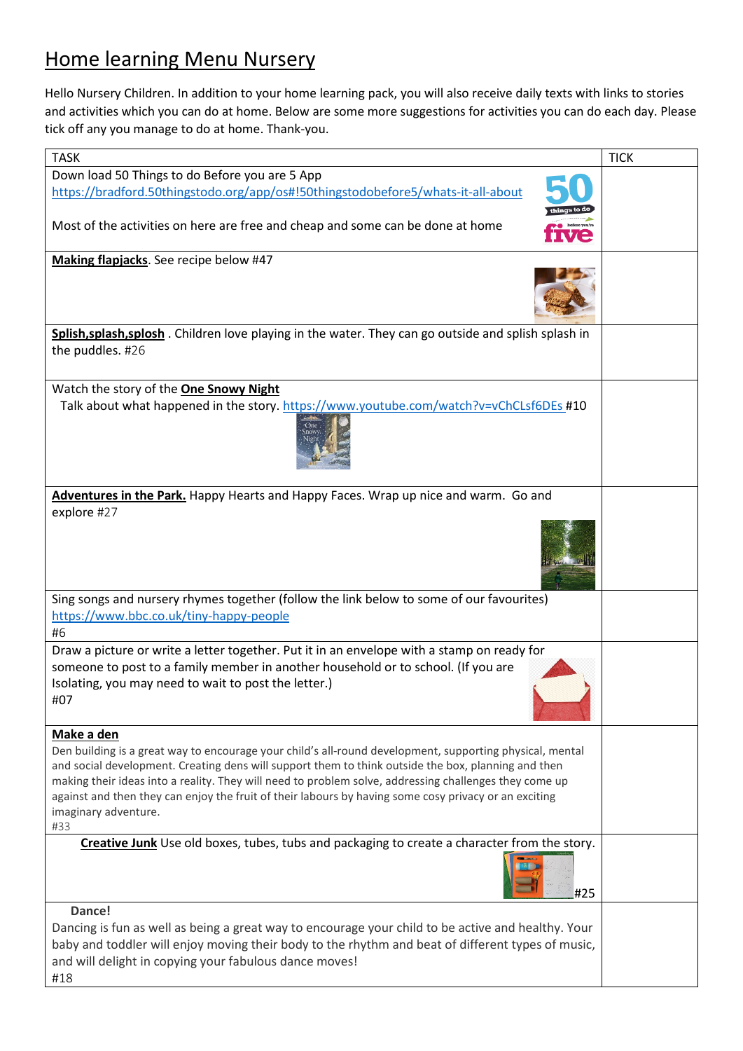# Home learning Menu Nursery

Hello Nursery Children. In addition to your home learning pack, you will also receive daily texts with links to stories and activities which you can do at home. Below are some more suggestions for activities you can do each day. Please tick off any you manage to do at home. Thank-you.

| TASK | TICK |
|---|---|
| Down load 50 Things to do Before you are 5 App https://bradford.50thingstodo.org/app/os#!50thingstodobefore5/whats-it-all-about<br><br>Most of the activities on here are free and cheap and some can be done at home | |
| **Making flapjacks**. See recipe below #47 | |
| **Splish,splash,splosh** . Children love playing in the water. They can go outside and splish splash in the puddles. #26 | |
| Watch the story of the **One Snowy Night**<br>Talk about what happened in the story. https://www.youtube.com/watch?v=vChCLsf6DEs #10 | |
| **Adventures in the Park.** Happy Hearts and Happy Faces. Wrap up nice and warm. Go and explore #27 | |
| Sing songs and nursery rhymes together (follow the link below to some of our favourites)<br>https://www.bbc.co.uk/tiny-happy-people<br>#6 | |
| Draw a picture or write a letter together. Put it in an envelope with a stamp on ready for someone to post to a family member in another household or to school. (If you are Isolating, you may need to wait to post the letter.)<br>#07 | |
| **Make a den**<br>Den building is a great way to encourage your child's all-round development, supporting physical, mental and social development. Creating dens will support them to think outside the box, planning and then making their ideas into a reality. They will need to problem solve, addressing challenges they come up against and then they can enjoy the fruit of their labours by having some cosy privacy or an exciting imaginary adventure.<br>#33 | |
| **Creative Junk** Use old boxes, tubes, tubs and packaging to create a character from the story.<br>#25 | |
| **Dance!**<br>Dancing is fun as well as being a great way to encourage your child to be active and healthy. Your baby and toddler will enjoy moving their body to the rhythm and beat of different types of music, and will delight in copying your fabulous dance moves!<br>#18 | |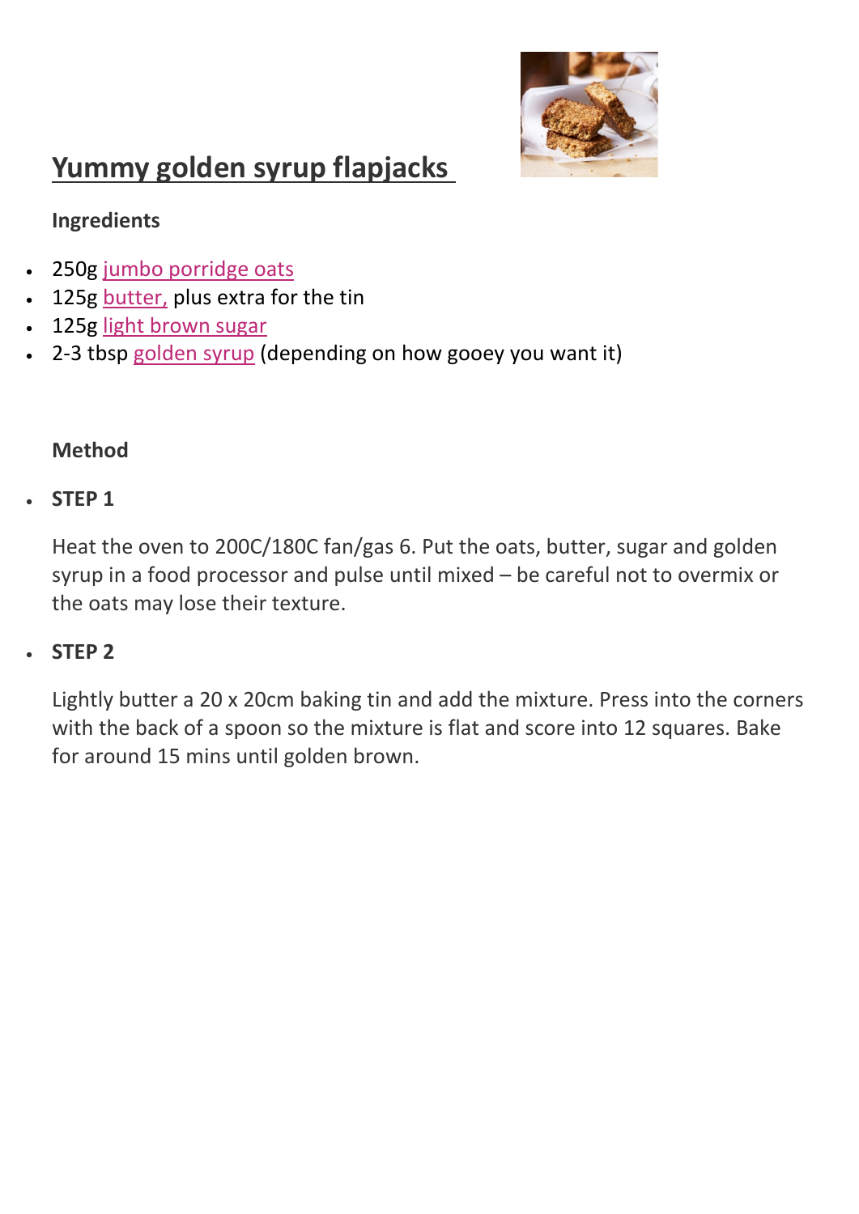# Yummy golden syrup flapjacks

**Ingredients**

- 250g jumbo porridge oats
- 125g butter, plus extra for the tin
- 125g light brown sugar
- 2-3 tbsp golden syrup (depending on how gooey you want it)

**Method**

- **STEP 1**

  Heat the oven to 200C/180C fan/gas 6. Put the oats, butter, sugar and golden syrup in a food processor and pulse until mixed – be careful not to overmix or the oats may lose their texture.

- **STEP 2**

  Lightly butter a 20 x 20cm baking tin and add the mixture. Press into the corners with the back of a spoon so the mixture is flat and score into 12 squares. Bake for around 15 mins until golden brown.